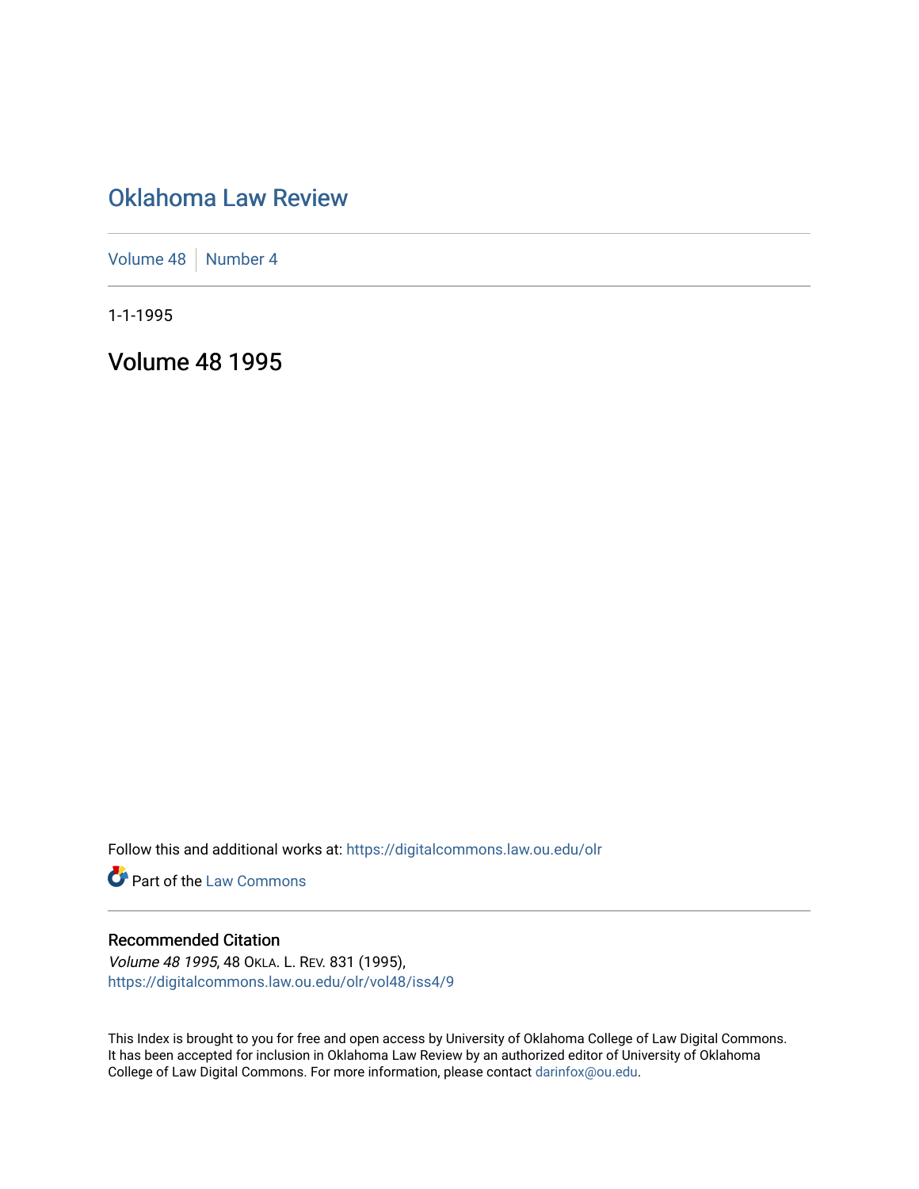# Oklahoma Law Review

Volume 48 | Number 4

1-1-1995

## Volume 48 1995

Follow this and additional works at: https://digitalcommons.law.ou.edu/olr

Part of the Law Commons

### Recommended Citation

*Volume 48 1995*, 48 OKLA. L. REV. 831 (1995),
https://digitalcommons.law.ou.edu/olr/vol48/iss4/9

This Index is brought to you for free and open access by University of Oklahoma College of Law Digital Commons. It has been accepted for inclusion in Oklahoma Law Review by an authorized editor of University of Oklahoma College of Law Digital Commons. For more information, please contact darinfox@ou.edu.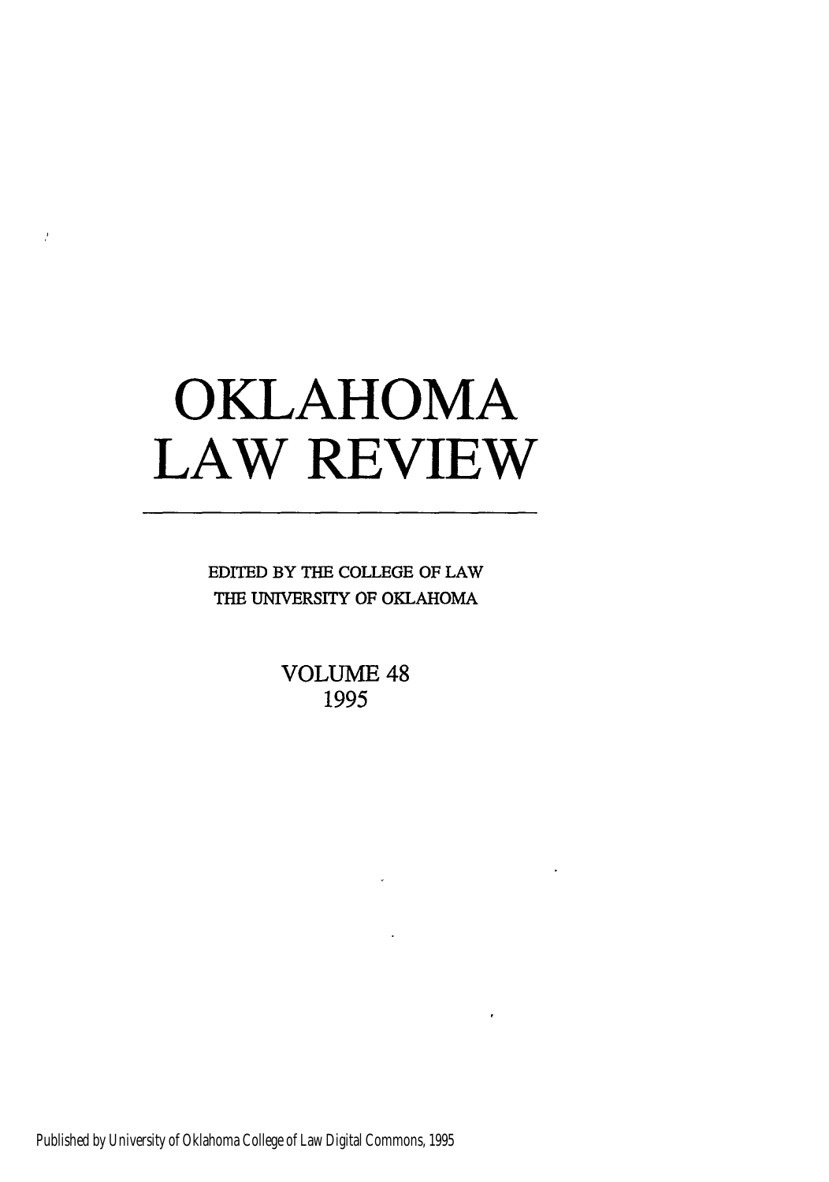# OKLAHOMA LAW REVIEW

EDITED BY THE COLLEGE OF LAW
THE UNIVERSITY OF OKLAHOMA

VOLUME 48
1995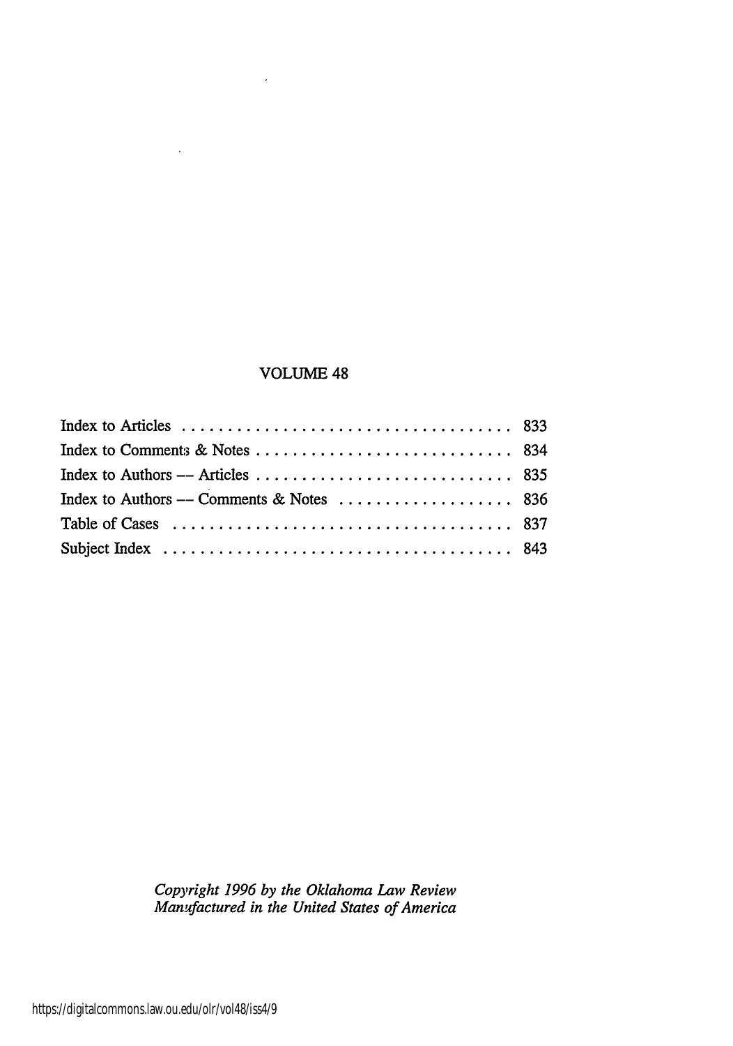## VOLUME 48

| | |
|---|---|
| Index to Articles | 833 |
| Index to Comments & Notes | 834 |
| Index to Authors — Articles | 835 |
| Index to Authors — Comments & Notes | 836 |
| Table of Cases | 837 |
| Subject Index | 843 |

*Copyright 1996 by the Oklahoma Law Review*
*Manufactured in the United States of America*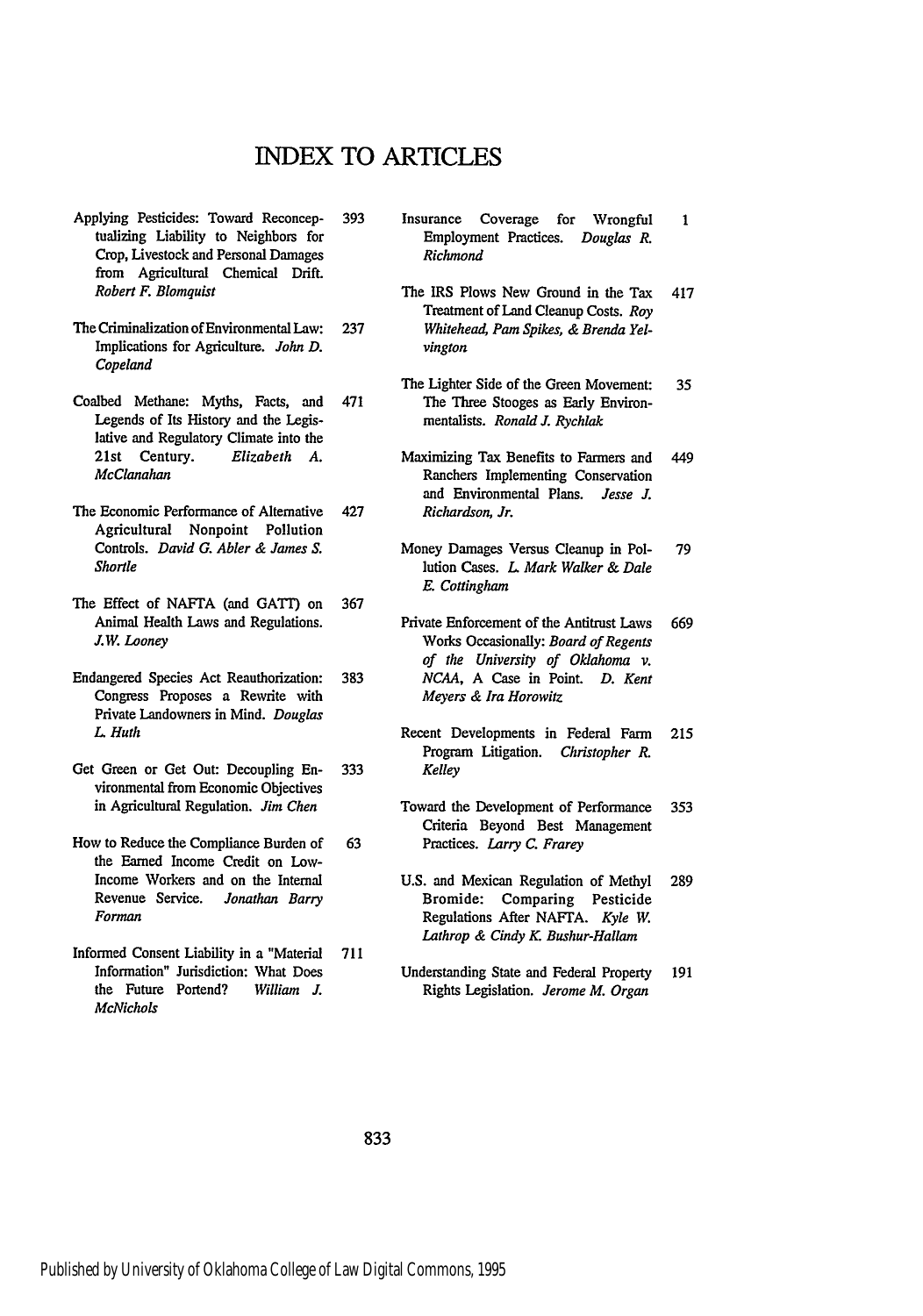# INDEX TO ARTICLES

Applying Pesticides: Toward Reconceptualizing Liability to Neighbors for Crop, Livestock and Personal Damages from Agricultural Chemical Drift. *Robert F. Blomquist* 393

The Criminalization of Environmental Law: Implications for Agriculture. *John D. Copeland* 237

Coalbed Methane: Myths, Facts, and Legends of Its History and the Legislative and Regulatory Climate into the 21st Century. *Elizabeth A. McClanahan* 471

The Economic Performance of Alternative Agricultural Nonpoint Pollution Controls. *David G. Abler & James S. Shortle* 427

The Effect of NAFTA (and GATT) on Animal Health Laws and Regulations. *J.W. Looney* 367

Endangered Species Act Reauthorization: Congress Proposes a Rewrite with Private Landowners in Mind. *Douglas L. Huth* 383

Get Green or Get Out: Decoupling Environmental from Economic Objectives in Agricultural Regulation. *Jim Chen* 333

How to Reduce the Compliance Burden of the Earned Income Credit on Low-Income Workers and on the Internal Revenue Service. *Jonathan Barry Forman* 63

Informed Consent Liability in a "Material Information" Jurisdiction: What Does the Future Portend? *William J. McNichols* 711

Insurance Coverage for Wrongful Employment Practices. *Douglas R. Richmond* 1

The IRS Plows New Ground in the Tax Treatment of Land Cleanup Costs. *Roy Whitehead, Pam Spikes, & Brenda Yelvington* 417

The Lighter Side of the Green Movement: The Three Stooges as Early Environmentalists. *Ronald J. Rychlak* 35

Maximizing Tax Benefits to Farmers and Ranchers Implementing Conservation and Environmental Plans. *Jesse J. Richardson, Jr.* 449

Money Damages Versus Cleanup in Pollution Cases. *L. Mark Walker & Dale E. Cottingham* 79

Private Enforcement of the Antitrust Laws Works Occasionally: *Board of Regents of the University of Oklahoma v. NCAA*, A Case in Point. *D. Kent Meyers & Ira Horowitz* 669

Recent Developments in Federal Farm Program Litigation. *Christopher R. Kelley* 215

Toward the Development of Performance Criteria Beyond Best Management Practices. *Larry C. Frarey* 353

U.S. and Mexican Regulation of Methyl Bromide: Comparing Pesticide Regulations After NAFTA. *Kyle W. Lathrop & Cindy K. Bushur-Hallam* 289

Understanding State and Federal Property Rights Legislation. *Jerome M. Organ* 191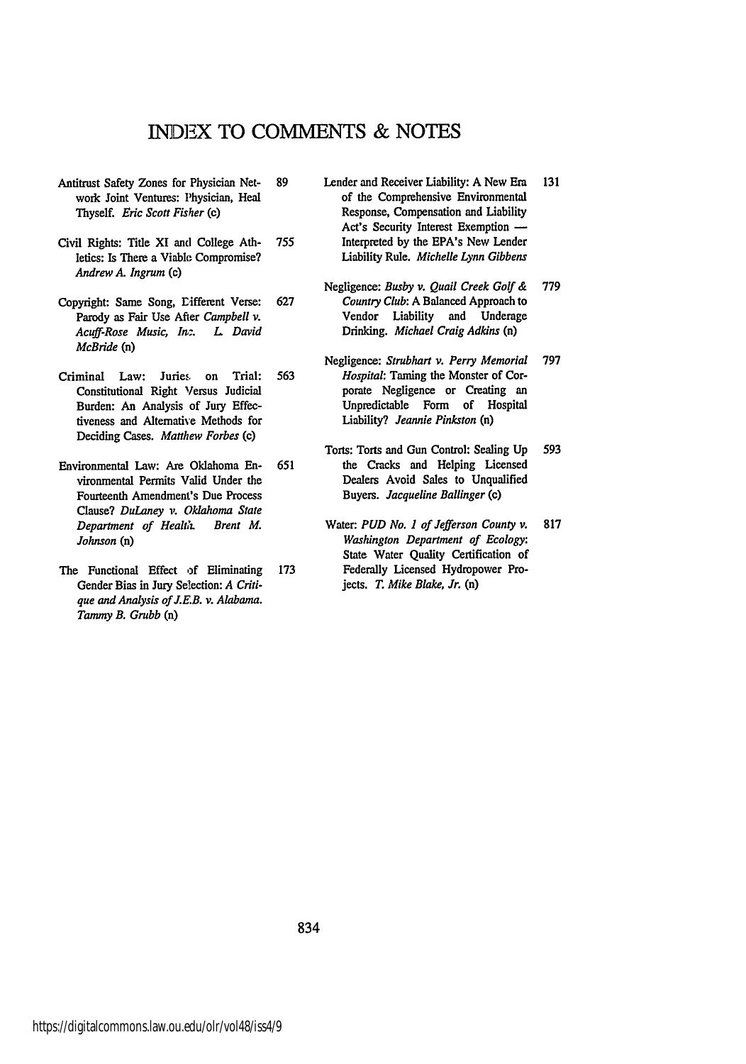# INDEX TO COMMENTS & NOTES

Antitrust Safety Zones for Physician Network Joint Ventures: Physician, Heal Thyself. *Eric Scott Fisher* (c) 89

Civil Rights: Title XI and College Athletics: Is There a Viable Compromise? *Andrew A. Ingrum* (c) 755

Copyright: Same Song, Different Verse: Parody as Fair Use After *Campbell v. Acuff-Rose Music, Inc.* *L. David McBride* (n) 627

Criminal Law: Juries on Trial: Constitutional Right Versus Judicial Burden: An Analysis of Jury Effectiveness and Alternative Methods for Deciding Cases. *Matthew Forbes* (c) 563

Environmental Law: Are Oklahoma Environmental Permits Valid Under the Fourteenth Amendment's Due Process Clause? *DuLaney v. Oklahoma State Department of Health.* *Brent M. Johnson* (n) 651

The Functional Effect of Eliminating Gender Bias in Jury Selection: *A Critique and Analysis of J.E.B. v. Alabama.* *Tammy B. Grubb* (n) 173

Lender and Receiver Liability: A New Era of the Comprehensive Environmental Response, Compensation and Liability Act's Security Interest Exemption — Interpreted by the EPA's New Lender Liability Rule. *Michelle Lynn Gibbens* 131

Negligence: *Busby v. Quail Creek Golf & Country Club*: A Balanced Approach to Vendor Liability and Underage Drinking. *Michael Craig Adkins* (n) 779

Negligence: *Strubhart v. Perry Memorial Hospital*: Taming the Monster of Corporate Negligence or Creating an Unpredictable Form of Hospital Liability? *Jeannie Pinkston* (n) 797

Torts: Torts and Gun Control: Sealing Up the Cracks and Helping Licensed Dealers Avoid Sales to Unqualified Buyers. *Jacqueline Ballinger* (c) 593

Water: *PUD No. 1 of Jefferson County v. Washington Department of Ecology*: State Water Quality Certification of Federally Licensed Hydropower Projects. *T. Mike Blake, Jr.* (n) 817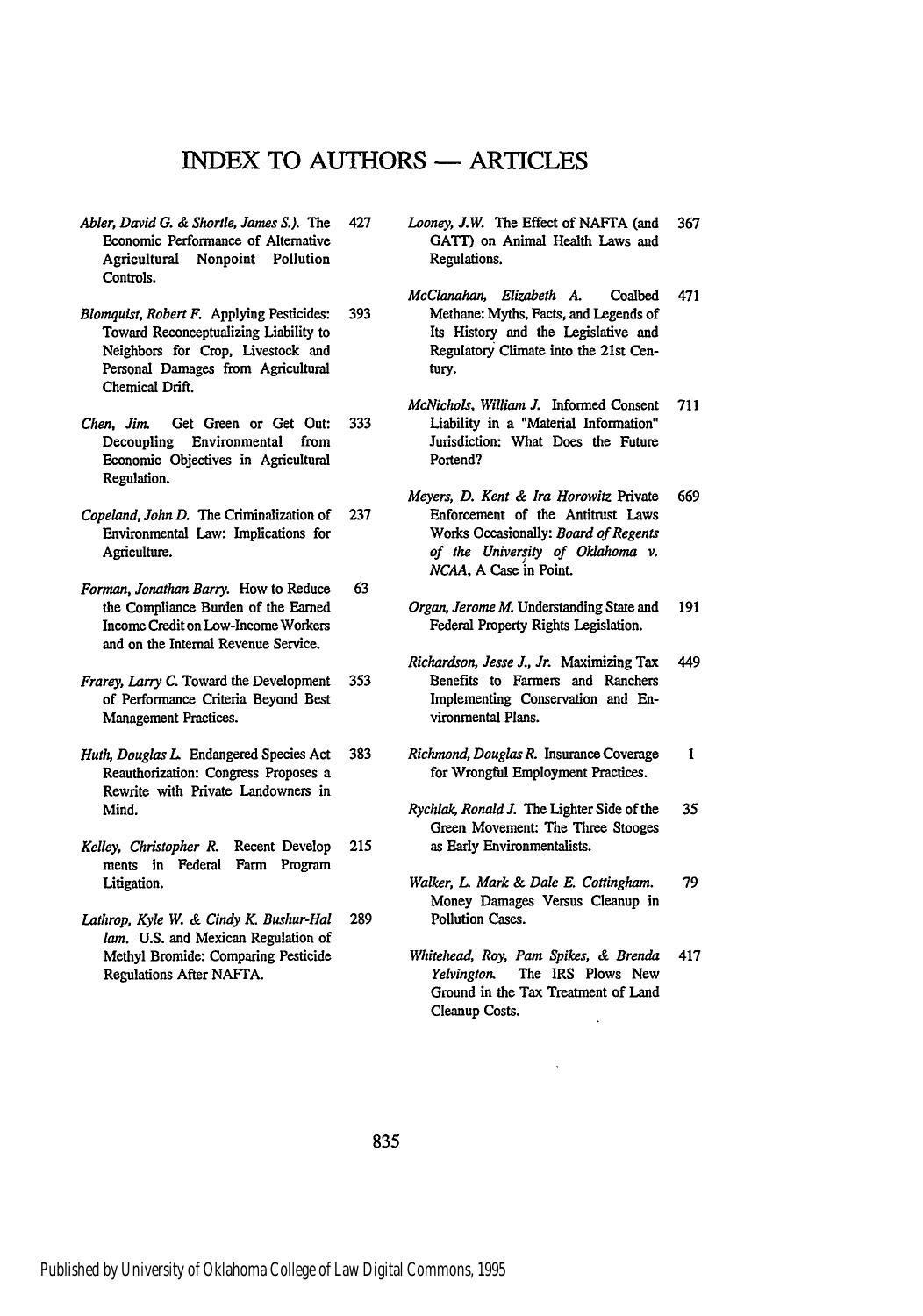# INDEX TO AUTHORS — ARTICLES

*Abler, David G. & Shortle, James S.*). The Economic Performance of Alternative Agricultural Nonpoint Pollution Controls. 427

*Blomquist, Robert F.* Applying Pesticides: Toward Reconceptualizing Liability to Neighbors for Crop, Livestock and Personal Damages from Agricultural Chemical Drift. 393

*Chen, Jim.* Get Green or Get Out: Decoupling Environmental from Economic Objectives in Agricultural Regulation. 333

*Copeland, John D.* The Criminalization of Environmental Law: Implications for Agriculture. 237

*Forman, Jonathan Barry.* How to Reduce the Compliance Burden of the Earned Income Credit on Low-Income Workers and on the Internal Revenue Service. 63

*Frarey, Larry C.* Toward the Development of Performance Criteria Beyond Best Management Practices. 353

*Huth, Douglas L.* Endangered Species Act Reauthorization: Congress Proposes a Rewrite with Private Landowners in Mind. 383

*Kelley, Christopher R.* Recent Develop ments in Federal Farm Program Litigation. 215

*Lathrop, Kyle W. & Cindy K. Bushur-Hal lam.* U.S. and Mexican Regulation of Methyl Bromide: Comparing Pesticide Regulations After NAFTA. 289

*Looney, J.W.* The Effect of NAFTA (and GATT) on Animal Health Laws and Regulations. 367

*McClanahan, Elizabeth A.* Coalbed Methane: Myths, Facts, and Legends of Its History and the Legislative and Regulatory Climate into the 21st Century. 471

*McNichols, William J.* Informed Consent Liability in a "Material Information" Jurisdiction: What Does the Future Portend? 711

*Meyers, D. Kent & Ira Horowitz* Private Enforcement of the Antitrust Laws Works Occasionally: *Board of Regents of the University of Oklahoma v. NCAA*, A Case in Point. 669

*Organ, Jerome M.* Understanding State and Federal Property Rights Legislation. 191

*Richardson, Jesse J., Jr.* Maximizing Tax Benefits to Farmers and Ranchers Implementing Conservation and Environmental Plans. 449

*Richmond, Douglas R.* Insurance Coverage for Wrongful Employment Practices. 1

*Rychlak, Ronald J.* The Lighter Side of the Green Movement: The Three Stooges as Early Environmentalists. 35

*Walker, L. Mark & Dale E. Cottingham.* Money Damages Versus Cleanup in Pollution Cases. 79

*Whitehead, Roy, Pam Spikes, & Brenda Yelvington.* The IRS Plows New Ground in the Tax Treatment of Land Cleanup Costs. 417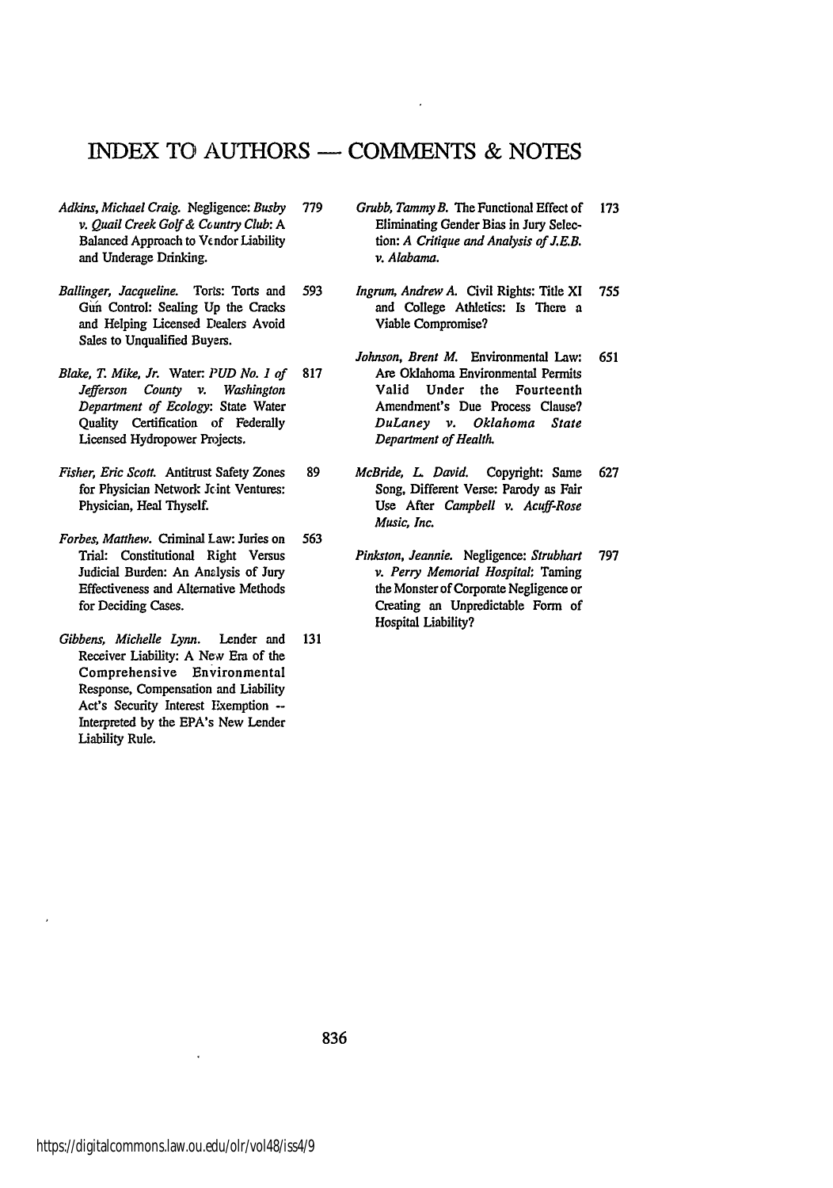# INDEX TO AUTHORS — COMMENTS & NOTES

*Adkins, Michael Craig.* Negligence: *Busby v. Quail Creek Golf & Country Club*: A Balanced Approach to Vendor Liability and Underage Drinking. 779

*Ballinger, Jacqueline.* Torts: Torts and Gun Control: Sealing Up the Cracks and Helping Licensed Dealers Avoid Sales to Unqualified Buyers. 593

*Blake, T. Mike, Jr.* Water: *PUD No. 1 of Jefferson County v. Washington Department of Ecology*: State Water Quality Certification of Federally Licensed Hydropower Projects. 817

*Fisher, Eric Scott.* Antitrust Safety Zones for Physician Network Joint Ventures: Physician, Heal Thyself. 89

*Forbes, Matthew.* Criminal Law: Juries on Trial: Constitutional Right Versus Judicial Burden: An Analysis of Jury Effectiveness and Alternative Methods for Deciding Cases. 563

*Gibbens, Michelle Lynn.* Lender and Receiver Liability: A New Era of the Comprehensive Environmental Response, Compensation and Liability Act's Security Interest Exemption -- Interpreted by the EPA's New Lender Liability Rule. 131

*Grubb, Tammy B.* The Functional Effect of Eliminating Gender Bias in Jury Selection: *A Critique and Analysis of J.E.B. v. Alabama.* 173

*Ingrum, Andrew A.* Civil Rights: Title XI and College Athletics: Is There a Viable Compromise? 755

*Johnson, Brent M.* Environmental Law: Are Oklahoma Environmental Permits Valid Under the Fourteenth Amendment's Due Process Clause? *DuLaney v. Oklahoma State Department of Health.* 651

*McBride, L. David.* Copyright: Same Song, Different Verse: Parody as Fair Use After *Campbell v. Acuff-Rose Music, Inc.* 627

*Pinkston, Jeannie.* Negligence: *Strubhart v. Perry Memorial Hospital*: Taming the Monster of Corporate Negligence or Creating an Unpredictable Form of Hospital Liability? 797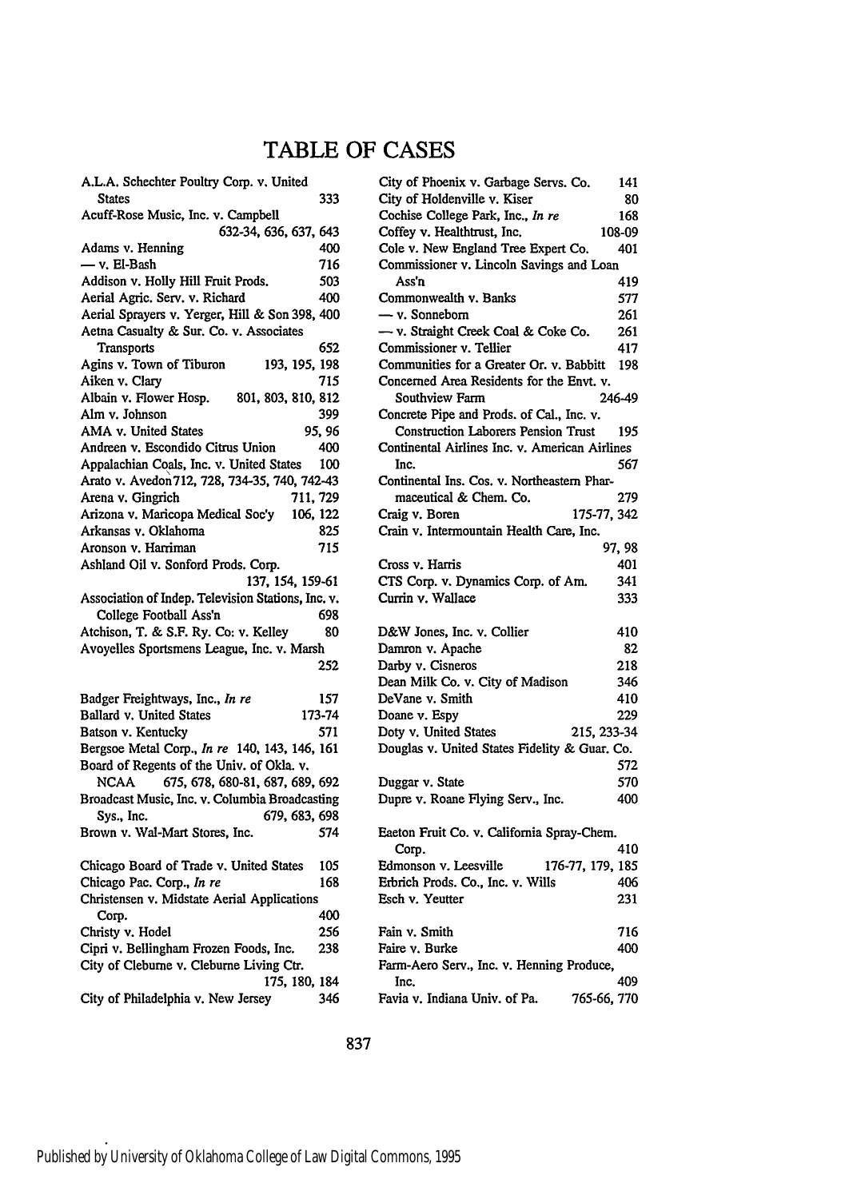# TABLE OF CASES

A.L.A. Schechter Poultry Corp. v. United States 333
Acuff-Rose Music, Inc. v. Campbell 632-34, 636, 637, 643
Adams v. Henning 400
— v. El-Bash 716
Addison v. Holly Hill Fruit Prods. 503
Aerial Agric. Serv. v. Richard 400
Aerial Sprayers v. Yerger, Hill & Son 398, 400
Aetna Casualty & Sur. Co. v. Associates Transports 652
Agins v. Town of Tiburon 193, 195, 198
Aiken v. Clary 715
Albain v. Flower Hosp. 801, 803, 810, 812
Alm v. Johnson 399
AMA v. United States 95, 96
Andreen v. Escondido Citrus Union 400
Appalachian Coals, Inc. v. United States 100
Arato v. Avedon 712, 728, 734-35, 740, 742-43
Arena v. Gingrich 711, 729
Arizona v. Maricopa Medical Soc'y 106, 122
Arkansas v. Oklahoma 825
Aronson v. Harriman 715
Ashland Oil v. Sonford Prods. Corp. 137, 154, 159-61
Association of Indep. Television Stations, Inc. v. College Football Ass'n 698
Atchison, T. & S.F. Ry. Co. v. Kelley 80
Avoyelles Sportsmens League, Inc. v. Marsh 252

Badger Freightways, Inc., *In re* 157
Ballard v. United States 173-74
Batson v. Kentucky 571
Bergsoe Metal Corp., *In re* 140, 143, 146, 161
Board of Regents of the Univ. of Okla. v. NCAA 675, 678, 680-81, 687, 689, 692
Broadcast Music, Inc. v. Columbia Broadcasting Sys., Inc. 679, 683, 698
Brown v. Wal-Mart Stores, Inc. 574

Chicago Board of Trade v. United States 105
Chicago Pac. Corp., *In re* 168
Christensen v. Midstate Aerial Applications Corp. 400
Christy v. Hodel 256
Cipri v. Bellingham Frozen Foods, Inc. 238
City of Cleburne v. Cleburne Living Ctr. 175, 180, 184
City of Philadelphia v. New Jersey 346
City of Phoenix v. Garbage Servs. Co. 141
City of Holdenville v. Kiser 80
Cochise College Park, Inc., *In re* 168
Coffey v. Healthtrust, Inc. 108-09
Cole v. New England Tree Expert Co. 401
Commissioner v. Lincoln Savings and Loan Ass'n 419
Commonwealth v. Banks 577
— v. Sonneborn 261
— v. Straight Creek Coal & Coke Co. 261
Commissioner v. Tellier 417
Communities for a Greater Or. v. Babbitt 198
Concerned Area Residents for the Envt. v. Southview Farm 246-49
Concrete Pipe and Prods. of Cal., Inc. v. Construction Laborers Pension Trust 195
Continental Airlines Inc. v. American Airlines Inc. 567
Continental Ins. Cos. v. Northeastern Pharmaceutical & Chem. Co. 279
Craig v. Boren 175-77, 342
Crain v. Intermountain Health Care, Inc. 97, 98
Cross v. Harris 401
CTS Corp. v. Dynamics Corp. of Am. 341
Currin v. Wallace 333

D&W Jones, Inc. v. Collier 410
Damron v. Apache 82
Darby v. Cisneros 218
Dean Milk Co. v. City of Madison 346
DeVane v. Smith 410
Doane v. Espy 229
Doty v. United States 215, 233-34
Douglas v. United States Fidelity & Guar. Co. 572
Duggar v. State 570
Dupre v. Roane Flying Serv., Inc. 400

Eaeton Fruit Co. v. California Spray-Chem. Corp. 410
Edmonson v. Leesville 176-77, 179, 185
Erbrich Prods. Co., Inc. v. Wills 406
Esch v. Yeutter 231

Fain v. Smith 716
Faire v. Burke 400
Farm-Aero Serv., Inc. v. Henning Produce, Inc. 409
Favia v. Indiana Univ. of Pa. 765-66, 770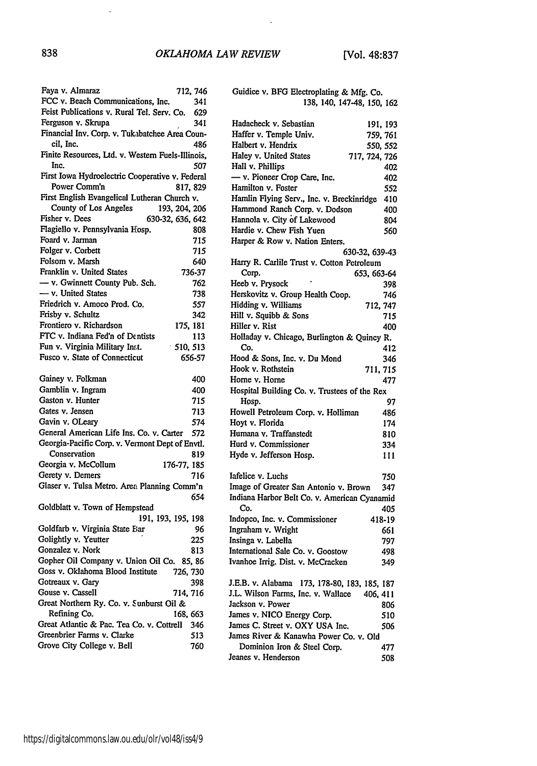Faya v. Almaraz 712, 746
FCC v. Beach Communications, Inc. 341
Feist Publications v. Rural Tel. Serv. Co. 629
Ferguson v. Skrupa 341
Financial Inv. Corp. v. Tukabatchee Area Council, Inc. 486
Finite Resources, Ltd. v. Western Fuels-Illinois, Inc. 507
First Iowa Hydroelectric Cooperative v. Federal Power Comm'n 817, 829
First English Evangelical Lutheran Church v. County of Los Angeles 193, 204, 206
Fisher v. Dees 630-32, 636, 642
Flagiello v. Pennsylvania Hosp. 808
Foard v. Jarman 715
Folger v. Corbett 715
Folsom v. Marsh 640
Franklin v. United States 736-37
— v. Gwinnett County Pub. Sch. 762
— v. United States 738
Friedrich v. Amoco Prod. Co. 557
Frisby v. Schultz 342
Frontiero v. Richardson 175, 181
FTC v. Indiana Fed'n of Dentists 113
Fun v. Virginia Military Inst. 510, 513
Fusco v. State of Connecticut 656-57

Gainey v. Folkman 400
Gamblin v. Ingram 400
Gaston v. Hunter 715
Gates v. Jensen 713
Gavin v. OLeary 574
General American Life Ins. Co. v. Carter 572
Georgia-Pacific Corp. v. Vermont Dept of Envtl. Conservation 819
Georgia v. McCollum 176-77, 185
Gerety v. Demers 716
Glaser v. Tulsa Metro. Area Planning Comm'n 654
Goldblatt v. Town of Hempstead 191, 193, 195, 198
Goldfarb v. Virginia State Bar 96
Golightly v. Yeutter 225
Gonzalez v. Nork 813
Gopher Oil Company v. Union Oil Co. 85, 86
Goss v. Oklahoma Blood Institute 726, 730
Gotreaux v. Gary 398
Gouse v. Cassell 714, 716
Great Northern Ry. Co. v. Sunburst Oil & Refining Co. 168, 663
Great Atlantic & Pac. Tea Co. v. Cottrell 346
Greenbrier Farms v. Clarke 513
Grove City College v. Bell 760

Guidice v. BFG Electroplating & Mfg. Co. 138, 140, 147-48, 150, 162

Hadacheck v. Sebastian 191, 193
Haffer v. Temple Univ. 759, 761
Halbert v. Hendrix 550, 552
Haley v. United States 717, 724, 726
Hall v. Phillips 402
— v. Pioneer Crop Care, Inc. 402
Hamilton v. Foster 552
Hamlin Flying Serv., Inc. v. Breckinridge 410
Hammond Ranch Corp. v. Dodson 400
Hannola v. City of Lakewood 804
Hardie v. Chew Fish Yuen 560
Harper & Row v. Nation Enters. 630-32, 639-43
Harry R. Carlile Trust v. Cotton Petroleum Corp. 653, 663-64
Heeb v. Prysock 398
Herskovitz v. Group Health Coop. 746
Hidding v. Williams 712, 747
Hill v. Squibb & Sons 715
Hiller v. Rist 400
Holladay v. Chicago, Burlington & Quincy R. Co. 412
Hood & Sons, Inc. v. Du Mond 346
Hook v. Rothstein 711, 715
Horne v. Horne 477
Hospital Building Co. v. Trustees of the Rex Hosp. 97
Howell Petroleum Corp. v. Holliman 486
Hoyt v. Florida 174
Humana v. Traffanstedt 810
Hurd v. Commissioner 334
Hyde v. Jefferson Hosp. 111

Iafelice v. Luchs 750
Image of Greater San Antonio v. Brown 347
Indiana Harbor Belt Co. v. American Cyanamid Co. 405
Indopco, Inc. v. Commissioner 418-19
Ingraham v. Wright 661
Insinga v. Labella 797
International Sale Co. v. Goostow 498
Ivanhoe Irrig. Dist. v. McCracken 349

J.E.B. v. Alabama 173, 178-80, 183, 185, 187
J.L. Wilson Farms, Inc. v. Wallace 406, 411
Jackson v. Power 806
James v. NICO Energy Corp. 510
James C. Street v. OXY USA Inc. 506
James River & Kanawha Power Co. v. Old Dominion Iron & Steel Corp. 477
Jeanes v. Henderson 508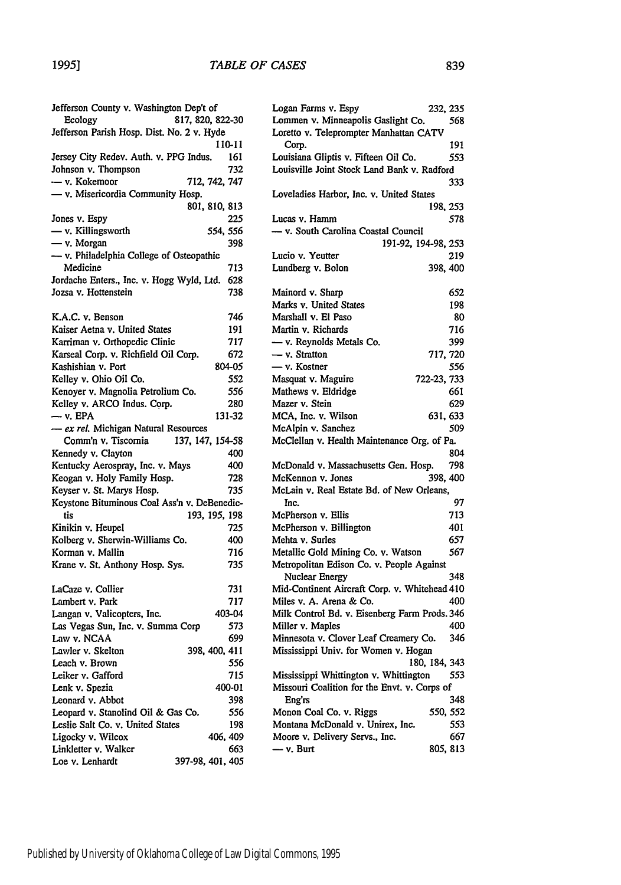Jefferson County v. Washington Dep't of Ecology 817, 820, 822-30
Jefferson Parish Hosp. Dist. No. 2 v. Hyde 110-11
Jersey City Redev. Auth. v. PPG Indus. 161
Johnson v. Thompson 732
— v. Kokemoor 712, 742, 747
— v. Misericordia Community Hosp. 801, 810, 813
Jones v. Espy 225
— v. Killingsworth 554, 556
— v. Morgan 398
— v. Philadelphia College of Osteopathic Medicine 713
Jordache Enters., Inc. v. Hogg Wyld, Ltd. 628
Jozsa v. Hottenstein 738

K.A.C. v. Benson 746
Kaiser Aetna v. United States 191
Karriman v. Orthopedic Clinic 717
Karseal Corp. v. Richfield Oil Corp. 672
Kashishian v. Port 804-05
Kelley v. Ohio Oil Co. 552
Kenoyer v. Magnolia Petrolium Co. 556
Kelley v. ARCO Indus. Corp. 280
— v. EPA 131-32
— *ex rel.* Michigan Natural Resources Comm'n v. Tiscornia 137, 147, 154-58
Kennedy v. Clayton 400
Kentucky Aerospray, Inc. v. Mays 400
Keogan v. Holy Family Hosp. 728
Keyser v. St. Marys Hosp. 735
Keystone Bituminous Coal Ass'n v. DeBenedictis 193, 195, 198
Kinikin v. Heupel 725
Kolberg v. Sherwin-Williams Co. 400
Korman v. Mallin 716
Krane v. St. Anthony Hosp. Sys. 735

LaCaze v. Collier 731
Lambert v. Park 717
Langan v. Valicopters, Inc. 403-04
Las Vegas Sun, Inc. v. Summa Corp 573
Law v. NCAA 699
Lawler v. Skelton 398, 400, 411
Leach v. Brown 556
Leiker v. Gafford 715
Lenk v. Spezia 400-01
Leonard v. Abbot 398
Leopard v. Stanolind Oil & Gas Co. 556
Leslie Salt Co. v. United States 198
Ligocky v. Wilcox 406, 409
Linkletter v. Walker 663
Loe v. Lenhardt 397-98, 401, 405
Logan Farms v. Espy 232, 235
Lommen v. Minneapolis Gaslight Co. 568
Loretto v. Teleprompter Manhattan CATV Corp. 191
Louisiana Gliptis v. Fifteen Oil Co. 553
Louisville Joint Stock Land Bank v. Radford 333
Loveladies Harbor, Inc. v. United States 198, 253
Lucas v. Hamm 578
— v. South Carolina Coastal Council 191-92, 194-98, 253
Lucio v. Yeutter 219
Lundberg v. Bolon 398, 400

Mainord v. Sharp 652
Marks v. United States 198
Marshall v. El Paso 80
Martin v. Richards 716
— v. Reynolds Metals Co. 399
— v. Stratton 717, 720
— v. Kostner 556
Masquat v. Maguire 722-23, 733
Mathews v. Eldridge 661
Mazer v. Stein 629
MCA, Inc. v. Wilson 631, 633
McAlpin v. Sanchez 509
McClellan v. Health Maintenance Org. of Pa. 804
McDonald v. Massachusetts Gen. Hosp. 798
McKennon v. Jones 398, 400
McLain v. Real Estate Bd. of New Orleans, Inc. 97
McPherson v. Ellis 713
McPherson v. Billington 401
Mehta v. Surles 657
Metallic Gold Mining Co. v. Watson 567
Metropolitan Edison Co. v. People Against Nuclear Energy 348
Mid-Continent Aircraft Corp. v. Whitehead 410
Miles v. A. Arena & Co. 400
Milk Control Bd. v. Eisenberg Farm Prods. 346
Miller v. Maples 400
Minnesota v. Clover Leaf Creamery Co. 346
Mississippi Univ. for Women v. Hogan 180, 184, 343
Mississippi Whittington v. Whittington 553
Missouri Coalition for the Envt. v. Corps of Eng'rs 348
Monon Coal Co. v. Riggs 550, 552
Montana McDonald v. Unirex, Inc. 553
Moore v. Delivery Servs., Inc. 667
— v. Burt 805, 813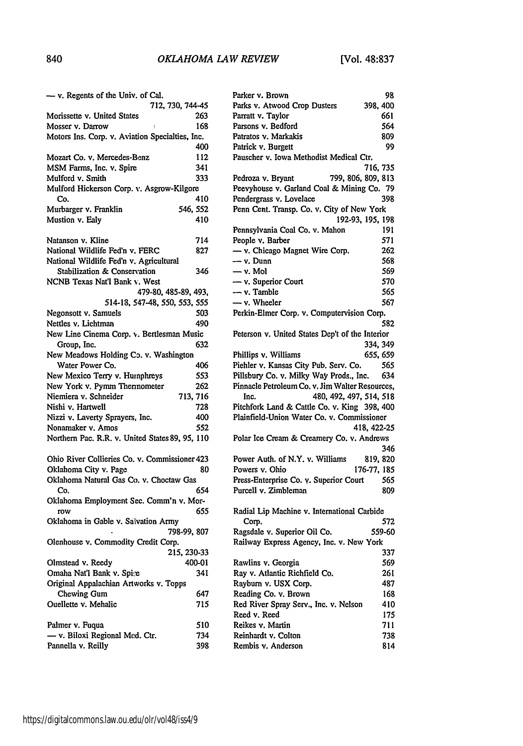— v. Regents of the Univ. of Cal. 712, 730, 744-45
Morissette v. United States 263
Mosser v. Darrow 168
Motors Ins. Corp. v. Aviation Specialties, Inc. 400
Mozart Co. v. Mercedes-Benz 112
MSM Farms, Inc. v. Spire 341
Mulford v. Smith 333
Mulford Hickerson Corp. v. Asgrow-Kilgore Co. 410
Murbarger v. Franklin 546, 552
Mustion v. Ealy 410

Natanson v. Kline 714
National Wildlife Fed'n v. FERC 827
National Wildlife Fed'n v. Agricultural Stabilization & Conservation 346
NCNB Texas Nat'l Bank v. West 479-80, 485-89, 493, 514-18, 547-48, 550, 553, 555
Negonsott v. Samuels 503
Nettles v. Lichtman 490
New Line Cinema Corp. v. Bertlesman Music Group, Inc. 632
New Meadows Holding Co. v. Washington Water Power Co. 406
New Mexico Terry v. Humphreys 553
New York v. Pymm Thermometer 262
Niemiera v. Schneider 713, 716
Nishi v. Hartwell 728
Nizzi v. Laverty Sprayers, Inc. 400
Nonamaker v. Amos 552
Northern Pac. R.R. v. United States 89, 95, 110

Ohio River Collieries Co. v. Commissioner 423
Oklahoma City v. Page 80
Oklahoma Natural Gas Co. v. Choctaw Gas Co. 654
Oklahoma Employment Sec. Comm'n v. Morrow 655
Oklahoma in Gable v. Salvation Army 798-99, 807
Olenhouse v. Commodity Credit Corp. 215, 230-33
Olmstead v. Reedy 400-01
Omaha Nat'l Bank v. Spire 341
Original Appalachian Artworks v. Topps Chewing Gum 647
Ouellette v. Mehalic 715

Palmer v. Fuqua 510
— v. Biloxi Regional Med. Ctr. 734
Pannella v. Reilly 398
Parker v. Brown 98
Parks v. Atwood Crop Dusters 398, 400
Parratt v. Taylor 661
Parsons v. Bedford 564
Patratos v. Markakis 809
Patrick v. Burgett 99
Pauscher v. Iowa Methodist Medical Ctr. 716, 735
Pedroza v. Bryant 799, 806, 809, 813
Peevyhouse v. Garland Coal & Mining Co. 79
Pendergrass v. Lovelace 398
Penn Cent. Transp. Co. v. City of New York 192-93, 195, 198
Pennsylvania Coal Co. v. Mahon 191
People v. Barber 571
— v. Chicago Magnet Wire Corp. 262
— v. Dunn 568
— v. Mol 569
— v. Superior Court 570
— v. Tamble 565
— v. Wheeler 567
Perkin-Elmer Corp. v. Computervision Corp. 582
Peterson v. United States Dep't of the Interior 334, 349
Phillips v. Williams 655, 659
Piehler v. Kansas City Pub. Serv. Co. 565
Pillsbury Co. v. Milky Way Prods., Inc. 634
Pinnacle Petroleum Co. v. Jim Walter Resources, Inc. 480, 492, 497, 514, 518
Pitchfork Land & Cattle Co. v. King 398, 400
Plainfield-Union Water Co. v. Commissioner 418, 422-25
Polar Ice Cream & Creamery Co. v. Andrews 346
Power Auth. of N.Y. v. Williams 819, 820
Powers v. Ohio 176-77, 185
Press-Enterprise Co. v. Superior Court 565
Purcell v. Zimbleman 809

Radial Lip Machine v. International Carbide Corp. 572
Ragsdale v. Superior Oil Co. 559-60
Railway Express Agency, Inc. v. New York 337
Rawlins v. Georgia 569
Ray v. Atlantic Richfield Co. 261
Rayburn v. USX Corp. 487
Reading Co. v. Brown 168
Red River Spray Serv., Inc. v. Nelson 410
Reed v. Reed 175
Reikes v. Martin 711
Reinhardt v. Colton 738
Rembis v. Anderson 814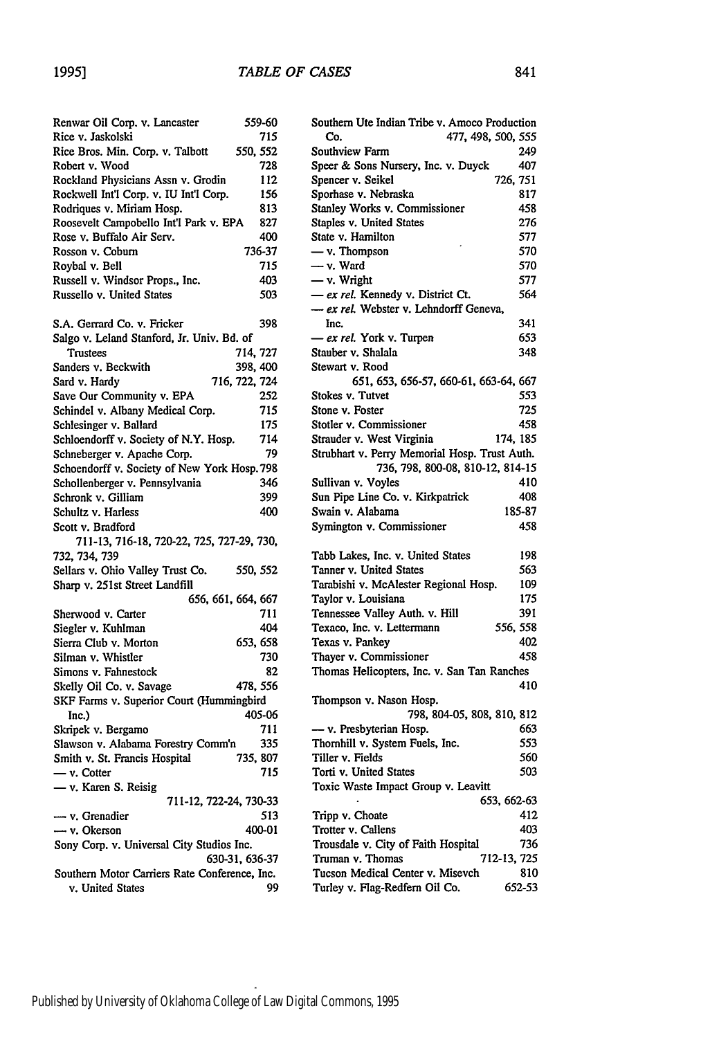Renwar Oil Corp. v. Lancaster 559-60
Rice v. Jaskolski 715
Rice Bros. Min. Corp. v. Talbott 550, 552
Robert v. Wood 728
Rockland Physicians Assn v. Grodin 112
Rockwell Int'l Corp. v. IU Int'l Corp. 156
Rodriques v. Miriam Hosp. 813
Roosevelt Campobello Int'l Park v. EPA 827
Rose v. Buffalo Air Serv. 400
Rosson v. Coburn 736-37
Roybal v. Bell 715
Russell v. Windsor Props., Inc. 403
Russello v. United States 503

S.A. Gerrard Co. v. Fricker 398
Salgo v. Leland Stanford, Jr. Univ. Bd. of Trustees 714, 727
Sanders v. Beckwith 398, 400
Sard v. Hardy 716, 722, 724
Save Our Community v. EPA 252
Schindel v. Albany Medical Corp. 715
Schlesinger v. Ballard 175
Schloendorff v. Society of N.Y. Hosp. 714
Schneberger v. Apache Corp. 79
Schoendorff v. Society of New York Hosp. 798
Schollenberger v. Pennsylvania 346
Schronk v. Gilliam 399
Schultz v. Harless 400
Scott v. Bradford 711-13, 716-18, 720-22, 725, 727-29, 730, 732, 734, 739
Sellars v. Ohio Valley Trust Co. 550, 552
Sharp v. 251st Street Landfill 656, 661, 664, 667
Sherwood v. Carter 711
Siegler v. Kuhlman 404
Sierra Club v. Morton 653, 658
Silman v. Whistler 730
Simons v. Fahnestock 82
Skelly Oil Co. v. Savage 478, 556
SKF Farms v. Superior Court (Hummingbird Inc.) 405-06
Skripek v. Bergamo 711
Slawson v. Alabama Forestry Comm'n 335
Smith v. St. Francis Hospital 735, 807
— v. Cotter 715
— v. Karen S. Reisig 711-12, 722-24, 730-33
— v. Grenadier 513
— v. Okerson 400-01
Sony Corp. v. Universal City Studios Inc. 630-31, 636-37
Southern Motor Carriers Rate Conference, Inc. v. United States 99

Southern Ute Indian Tribe v. Amoco Production Co. 477, 498, 500, 555
Southview Farm 249
Speer & Sons Nursery, Inc. v. Duyck 407
Spencer v. Seikel 726, 751
Sporhase v. Nebraska 817
Stanley Works v. Commissioner 458
Staples v. United States 276
State v. Hamilton 577
— v. Thompson 570
— v. Ward 570
— v. Wright 577
— *ex rel.* Kennedy v. District Ct. 564
— *ex rel.* Webster v. Lehndorff Geneva, Inc. 341
— *ex rel.* York v. Turpen 653
Stauber v. Shalala 348
Stewart v. Rood 651, 653, 656-57, 660-61, 663-64, 667
Stokes v. Tutvet 553
Stone v. Foster 725
Stotler v. Commissioner 458
Strauder v. West Virginia 174, 185
Strubhart v. Perry Memorial Hosp. Trust Auth. 736, 798, 800-08, 810-12, 814-15
Sullivan v. Voyles 410
Sun Pipe Line Co. v. Kirkpatrick 408
Swain v. Alabama 185-87
Symington v. Commissioner 458

Tabb Lakes, Inc. v. United States 198
Tanner v. United States 563
Tarabishi v. McAlester Regional Hosp. 109
Taylor v. Louisiana 175
Tennessee Valley Auth. v. Hill 391
Texaco, Inc. v. Lettermann 556, 558
Texas v. Pankey 402
Thayer v. Commissioner 458
Thomas Helicopters, Inc. v. San Tan Ranches 410
Thompson v. Nason Hosp. 798, 804-05, 808, 810, 812
— v. Presbyterian Hosp. 663
Thornhill v. System Fuels, Inc. 553
Tiller v. Fields 560
Torti v. United States 503
Toxic Waste Impact Group v. Leavitt 653, 662-63
Tripp v. Choate 412
Trotter v. Callens 403
Trousdale v. City of Faith Hospital 736
Truman v. Thomas 712-13, 725
Tucson Medical Center v. Misevch 810
Turley v. Flag-Redfern Oil Co. 652-53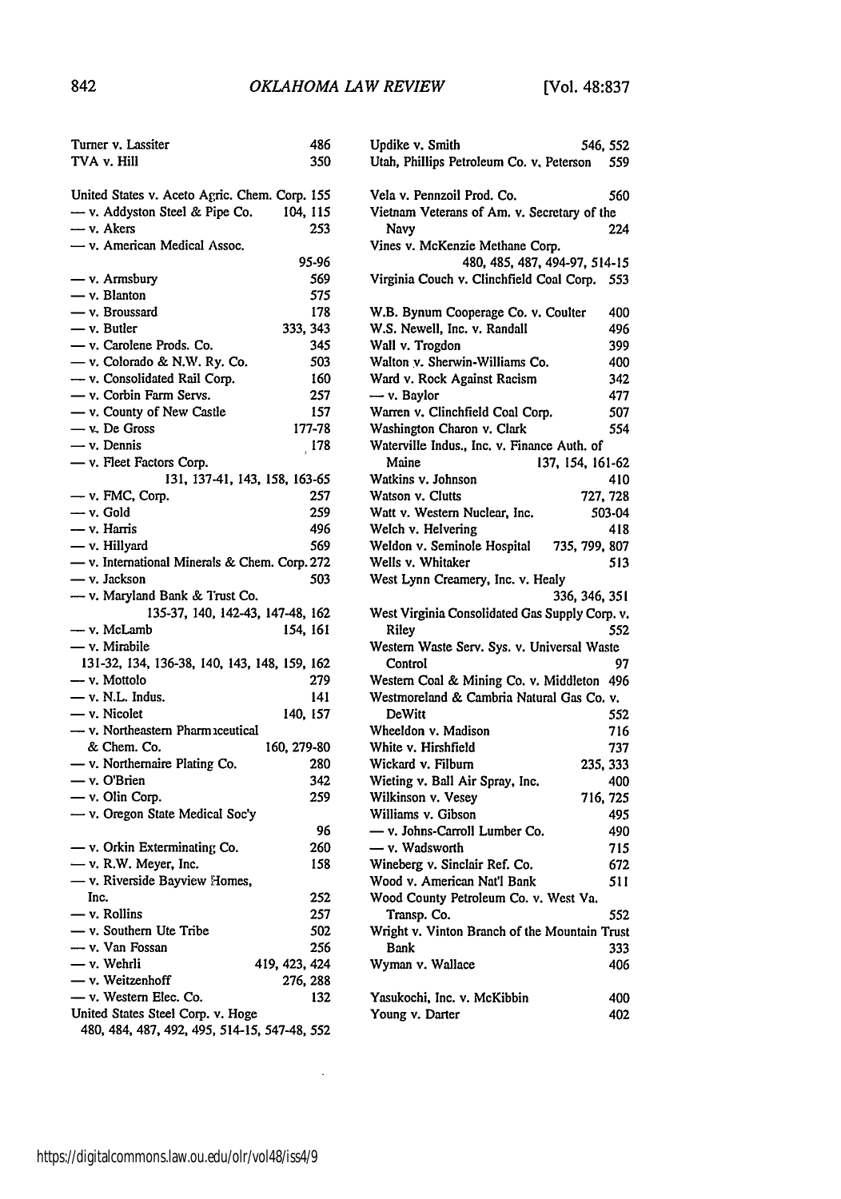Turner v. Lassiter 486
TVA v. Hill 350

United States v. Aceto Agric. Chem. Corp. 155
— v. Addyston Steel & Pipe Co. 104, 115
— v. Akers 253
— v. American Medical Assoc. 95-96
— v. Armsbury 569
— v. Blanton 575
— v. Broussard 178
— v. Butler 333, 343
— v. Carolene Prods. Co. 345
— v. Colorado & N.W. Ry. Co. 503
— v. Consolidated Rail Corp. 160
— v. Corbin Farm Servs. 257
— v. County of New Castle 157
— v. De Gross 177-78
— v. Dennis 178
— v. Fleet Factors Corp. 131, 137-41, 143, 158, 163-65
— v. FMC, Corp. 257
— v. Gold 259
— v. Harris 496
— v. Hillyard 569
— v. International Minerals & Chem. Corp. 272
— v. Jackson 503
— v. Maryland Bank & Trust Co. 135-37, 140, 142-43, 147-48, 162
— v. McLamb 154, 161
— v. Mirabile 131-32, 134, 136-38, 140, 143, 148, 159, 162
— v. Mottolo 279
— v. N.L. Indus. 141
— v. Nicolet 140, 157
— v. Northeastern Pharmaceutical & Chem. Co. 160, 279-80
— v. Northernaire Plating Co. 280
— v. O'Brien 342
— v. Olin Corp. 259
— v. Oregon State Medical Soc'y 96
— v. Orkin Exterminating Co. 260
— v. R.W. Meyer, Inc. 158
— v. Riverside Bayview Homes, Inc. 252
— v. Rollins 257
— v. Southern Ute Tribe 502
— v. Van Fossan 256
— v. Wehrli 419, 423, 424
— v. Weitzenhoff 276, 288
— v. Western Elec. Co. 132
United States Steel Corp. v. Hoge 480, 484, 487, 492, 495, 514-15, 547-48, 552

Updike v. Smith 546, 552
Utah, Phillips Petroleum Co. v. Peterson 559

Vela v. Pennzoil Prod. Co. 560
Vietnam Veterans of Am. v. Secretary of the Navy 224
Vines v. McKenzie Methane Corp. 480, 485, 487, 494-97, 514-15
Virginia Couch v. Clinchfield Coal Corp. 553

W.B. Bynum Cooperage Co. v. Coulter 400
W.S. Newell, Inc. v. Randall 496
Wall v. Trogdon 399
Walton v. Sherwin-Williams Co. 400
Ward v. Rock Against Racism 342
— v. Baylor 477
Warren v. Clinchfield Coal Corp. 507
Washington Charon v. Clark 554
Waterville Indus., Inc. v. Finance Auth. of Maine 137, 154, 161-62
Watkins v. Johnson 410
Watson v. Clutts 727, 728
Watt v. Western Nuclear, Inc. 503-04
Welch v. Helvering 418
Weldon v. Seminole Hospital 735, 799, 807
Wells v. Whitaker 513
West Lynn Creamery, Inc. v. Healy 336, 346, 351
West Virginia Consolidated Gas Supply Corp. v. Riley 552
Western Waste Serv. Sys. v. Universal Waste Control 97
Western Coal & Mining Co. v. Middleton 496
Westmoreland & Cambria Natural Gas Co. v. DeWitt 552
Wheeldon v. Madison 716
White v. Hirshfield 737
Wickard v. Filburn 235, 333
Wieting v. Ball Air Spray, Inc. 400
Wilkinson v. Vesey 716, 725
Williams v. Gibson 495
— v. Johns-Carroll Lumber Co. 490
— v. Wadsworth 715
Wineberg v. Sinclair Ref. Co. 672
Wood v. American Nat'l Bank 511
Wood County Petroleum Co. v. West Va. Transp. Co. 552
Wright v. Vinton Branch of the Mountain Trust Bank 333
Wyman v. Wallace 406

Yasukochi, Inc. v. McKibbin 400
Young v. Darter 402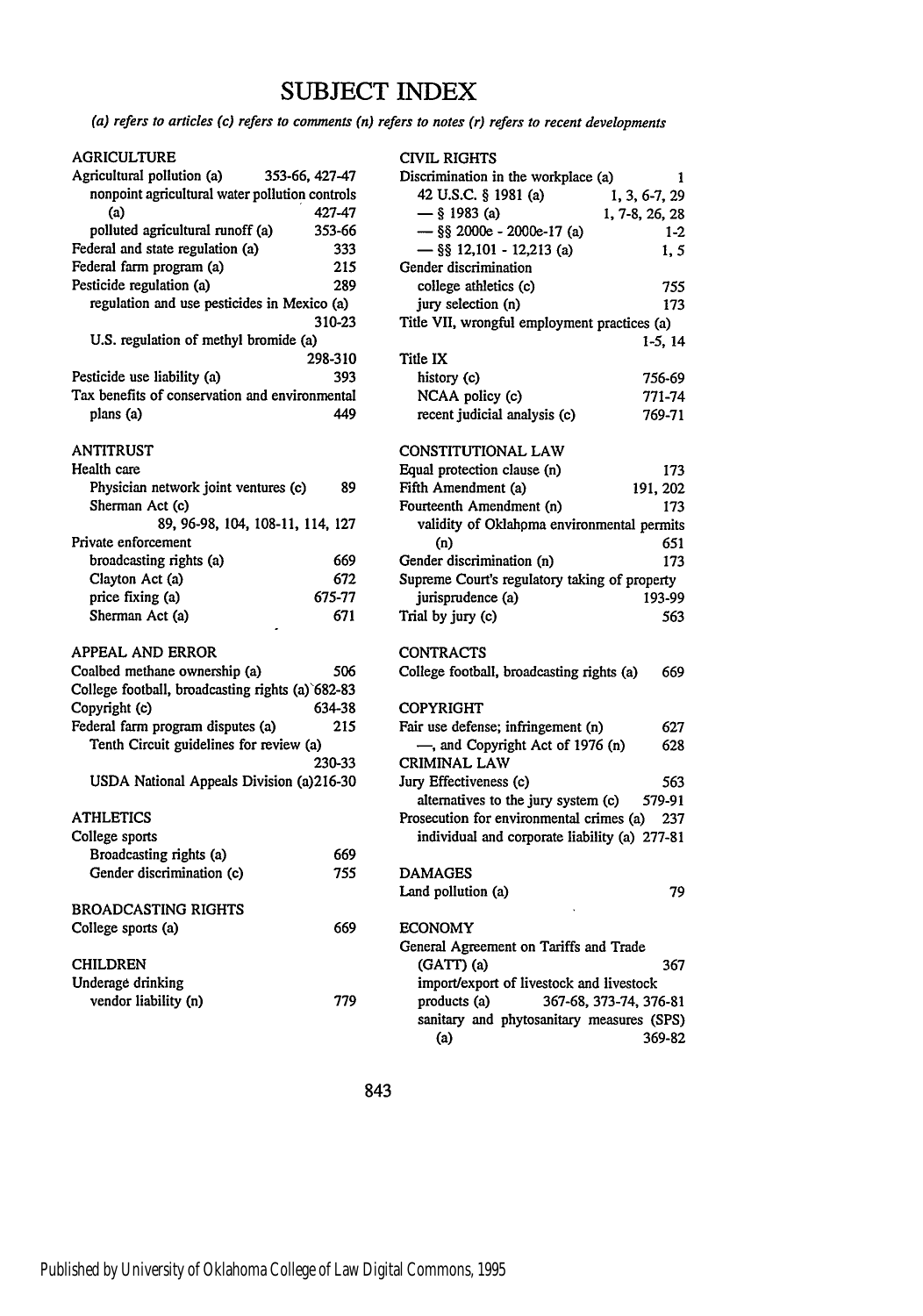# SUBJECT INDEX

*(a) refers to articles (c) refers to comments (n) refers to notes (r) refers to recent developments*

AGRICULTURE
Agricultural pollution (a) 353-66, 427-47
  nonpoint agricultural water pollution controls (a) 427-47
  polluted agricultural runoff (a) 353-66
Federal and state regulation (a) 333
Federal farm program (a) 215
Pesticide regulation (a) 289
  regulation and use pesticides in Mexico (a) 310-23
  U.S. regulation of methyl bromide (a) 298-310
Pesticide use liability (a) 393
Tax benefits of conservation and environmental plans (a) 449

ANTITRUST
Health care
  Physician network joint ventures (c) 89
  Sherman Act (c) 89, 96-98, 104, 108-11, 114, 127
Private enforcement
  broadcasting rights (a) 669
  Clayton Act (a) 672
  price fixing (a) 675-77
  Sherman Act (a) 671

APPEAL AND ERROR
Coalbed methane ownership (a) 506
College football, broadcasting rights (a) 682-83
Copyright (c) 634-38
Federal farm program disputes (a) 215
  Tenth Circuit guidelines for review (a) 230-33
  USDA National Appeals Division (a) 216-30

ATHLETICS
College sports
  Broadcasting rights (a) 669
  Gender discrimination (c) 755

BROADCASTING RIGHTS
College sports (a) 669

CHILDREN
Underage drinking
  vendor liability (n) 779

CIVIL RIGHTS
Discrimination in the workplace (a) 1
  42 U.S.C. § 1981 (a) 1, 3, 6-7, 29
  — § 1983 (a) 1, 7-8, 26, 28
  — §§ 2000e - 2000e-17 (a) 1-2
  — §§ 12,101 - 12,213 (a) 1, 5
Gender discrimination
  college athletics (c) 755
  jury selection (n) 173
Title VII, wrongful employment practices (a) 1-5, 14
Title IX
  history (c) 756-69
  NCAA policy (c) 771-74
  recent judicial analysis (c) 769-71

CONSTITUTIONAL LAW
Equal protection clause (n) 173
Fifth Amendment (a) 191, 202
Fourteenth Amendment (n) 173
  validity of Oklahoma environmental permits (n) 651
Gender discrimination (n) 173
Supreme Court's regulatory taking of property jurisprudence (a) 193-99
Trial by jury (c) 563

CONTRACTS
College football, broadcasting rights (a) 669

COPYRIGHT
Fair use defense; infringement (n) 627
  —, and Copyright Act of 1976 (n) 628

CRIMINAL LAW
Jury Effectiveness (c) 563
  alternatives to the jury system (c) 579-91
Prosecution for environmental crimes (a) 237
  individual and corporate liability (a) 277-81

DAMAGES
Land pollution (a) 79

ECONOMY
General Agreement on Tariffs and Trade (GATT) (a) 367
  import/export of livestock and livestock products (a) 367-68, 373-74, 376-81
  sanitary and phytosanitary measures (SPS) (a) 369-82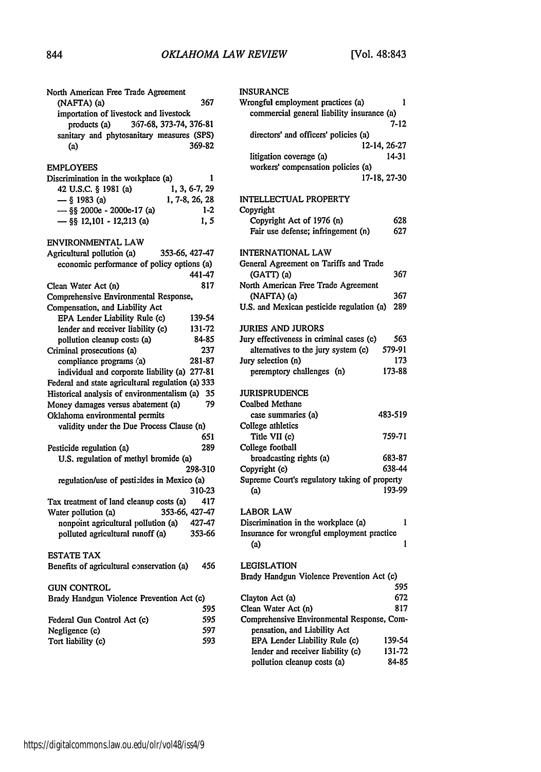North American Free Trade Agreement (NAFTA) (a) 367
- importation of livestock and livestock products (a) 367-68, 373-74, 376-81
- sanitary and phytosanitary measures (SPS) (a) 369-82

EMPLOYEES

Discrimination in the workplace (a) 1
- 42 U.S.C. § 1981 (a) 1, 3, 6-7, 29
- — § 1983 (a) 1, 7-8, 26, 28
- — §§ 2000e - 2000e-17 (a) 1-2
- — §§ 12,101 - 12,213 (a) 1, 5

ENVIRONMENTAL LAW

Agricultural pollution (a) 353-66, 427-47
- economic performance of policy options (a) 441-47

Clean Water Act (n) 817

Comprehensive Environmental Response, Compensation, and Liability Act
- EPA Lender Liability Rule (c) 139-54
- lender and receiver liability (c) 131-72
- pollution cleanup costs (a) 84-85

Criminal prosecutions (a) 237
- compliance programs (a) 281-87
- individual and corporate liability (a) 277-81

Federal and state agricultural regulation (a) 333

Historical analysis of environmentalism (a) 35

Money damages versus abatement (a) 79

Oklahoma environmental permits
- validity under the Due Process Clause (n) 651

Pesticide regulation (a) 289
- U.S. regulation of methyl bromide (a) 298-310
- regulation/use of pesticides in Mexico (a) 310-23

Tax treatment of land cleanup costs (a) 417

Water pollution (a) 353-66, 427-47
- nonpoint agricultural pollution (a) 427-47
- polluted agricultural runoff (a) 353-66

ESTATE TAX

Benefits of agricultural conservation (a) 456

GUN CONTROL

Brady Handgun Violence Prevention Act (c) 595

Federal Gun Control Act (c) 595

Negligence (c) 597

Tort liability (c) 593

INSURANCE

Wrongful employment practices (a) 1
- commercial general liability insurance (a) 7-12
- directors' and officers' policies (a) 12-14, 26-27
- litigation coverage (a) 14-31
- workers' compensation policies (a) 17-18, 27-30

INTELLECTUAL PROPERTY

Copyright
- Copyright Act of 1976 (n) 628
- Fair use defense; infringement (n) 627

INTERNATIONAL LAW

General Agreement on Tariffs and Trade (GATT) (a) 367

North American Free Trade Agreement (NAFTA) (a) 367

U.S. and Mexican pesticide regulation (a) 289

JURIES AND JURORS

Jury effectiveness in criminal cases (c) 563
- alternatives to the jury system (c) 579-91

Jury selection (n) 173
- peremptory challenges (n) 173-88

JURISPRUDENCE

Coalbed Methane
- case summaries (a) 483-519

College athletics
- Title VII (c) 759-71

College football
- broadcasting rights (a) 683-87

Copyright (c) 638-44

Supreme Court's regulatory taking of property (a) 193-99

LABOR LAW

Discrimination in the workplace (a) 1

Insurance for wrongful employment practice (a) 1

LEGISLATION

Brady Handgun Violence Prevention Act (c) 595

Clayton Act (a) 672

Clean Water Act (n) 817

Comprehensive Environmental Response, Compensation, and Liability Act
- EPA Lender Liability Rule (c) 139-54
- lender and receiver liability (c) 131-72
- pollution cleanup costs (a) 84-85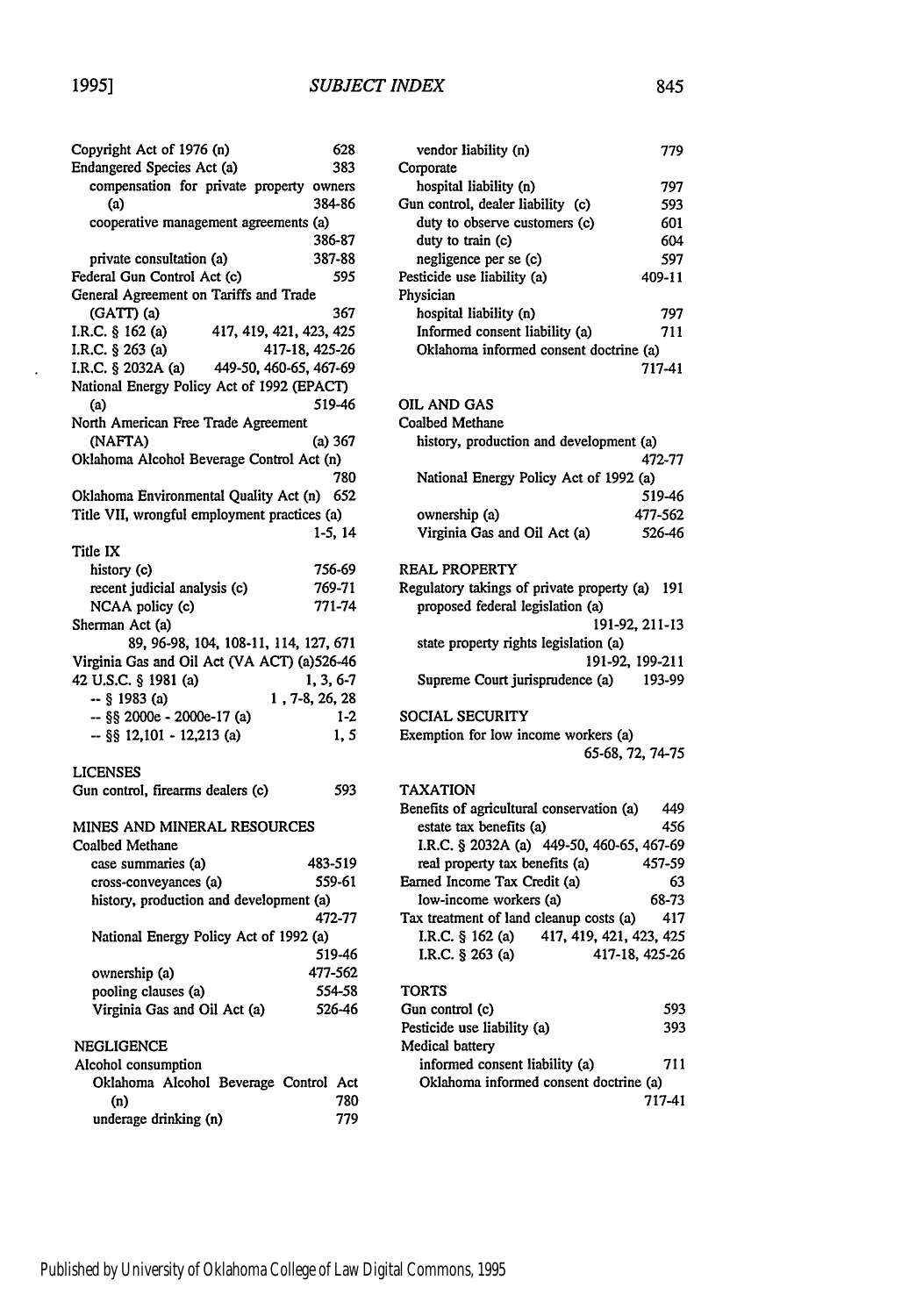Copyright Act of 1976 (n) 628
Endangered Species Act (a) 383
- compensation for private property owners (a) 384-86
- cooperative management agreements (a) 386-87
- private consultation (a) 387-88

Federal Gun Control Act (c) 595
General Agreement on Tariffs and Trade (GATT) (a) 367
I.R.C. § 162 (a) 417, 419, 421, 423, 425
I.R.C. § 263 (a) 417-18, 425-26
I.R.C. § 2032A (a) 449-50, 460-65, 467-69
National Energy Policy Act of 1992 (EPACT) (a) 519-46
North American Free Trade Agreement (NAFTA) (a) 367
Oklahoma Alcohol Beverage Control Act (n) 780
Oklahoma Environmental Quality Act (n) 652
Title VII, wrongful employment practices (a) 1-5, 14
Title IX
- history (c) 756-69
- recent judicial analysis (c) 769-71
- NCAA policy (c) 771-74

Sherman Act (a) 89, 96-98, 104, 108-11, 114, 127, 671
Virginia Gas and Oil Act (VA ACT) (a)526-46
42 U.S.C. § 1981 (a) 1, 3, 6-7
-- § 1983 (a) 1 , 7-8, 26, 28
-- §§ 2000e - 2000e-17 (a) 1-2
-- §§ 12,101 - 12,213 (a) 1, 5

LICENSES

Gun control, firearms dealers (c) 593

MINES AND MINERAL RESOURCES

Coalbed Methane
- case summaries (a) 483-519
- cross-conveyances (a) 559-61
- history, production and development (a) 472-77
- National Energy Policy Act of 1992 (a) 519-46
- ownership (a) 477-562
- pooling clauses (a) 554-58
- Virginia Gas and Oil Act (a) 526-46

NEGLIGENCE

Alcohol consumption
- Oklahoma Alcohol Beverage Control Act (n) 780
- underage drinking (n) 779
- vendor liability (n) 779

Corporate
- hospital liability (n) 797

Gun control, dealer liability (c) 593
- duty to observe customers (c) 601
- duty to train (c) 604
- negligence per se (c) 597

Pesticide use liability (a) 409-11
Physician
- hospital liability (n) 797
- Informed consent liability (a) 711
- Oklahoma informed consent doctrine (a) 717-41

OIL AND GAS

Coalbed Methane
- history, production and development (a) 472-77
- National Energy Policy Act of 1992 (a) 519-46
- ownership (a) 477-562
- Virginia Gas and Oil Act (a) 526-46

REAL PROPERTY

Regulatory takings of private property (a) 191
- proposed federal legislation (a) 191-92, 211-13
- state property rights legislation (a) 191-92, 199-211
- Supreme Court jurisprudence (a) 193-99

SOCIAL SECURITY

Exemption for low income workers (a) 65-68, 72, 74-75

TAXATION

Benefits of agricultural conservation (a) 449
- estate tax benefits (a) 456
- I.R.C. § 2032A (a) 449-50, 460-65, 467-69
- real property tax benefits (a) 457-59

Earned Income Tax Credit (a) 63
- low-income workers (a) 68-73

Tax treatment of land cleanup costs (a) 417
- I.R.C. § 162 (a) 417, 419, 421, 423, 425
- I.R.C. § 263 (a) 417-18, 425-26

TORTS

Gun control (c) 593
Pesticide use liability (a) 393
Medical battery
- informed consent liability (a) 711
- Oklahoma informed consent doctrine (a) 717-41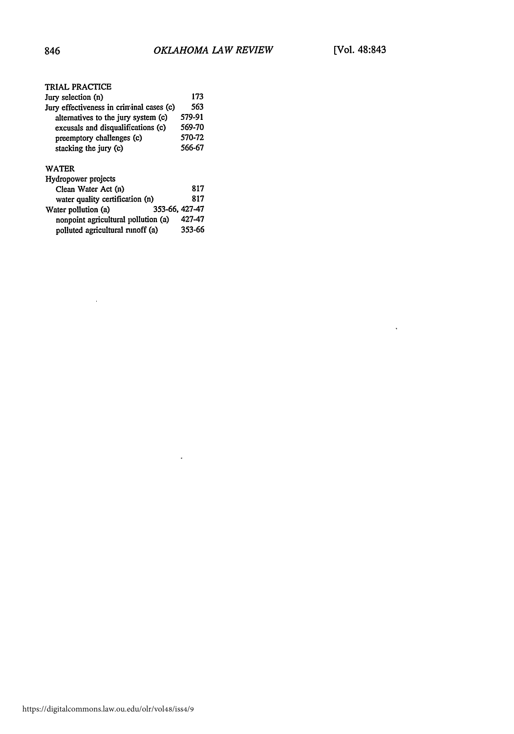TRIAL PRACTICE

| | |
|---|---|
| Jury selection (n) | 173 |
| Jury effectiveness in criminal cases (c) | 563 |
| alternatives to the jury system (c) | 579-91 |
| excusals and disqualifications (c) | 569-70 |
| preemptory challenges (c) | 570-72 |
| stacking the jury (c) | 566-67 |

WATER

| | |
|---|---|
| Hydropower projects | |
| Clean Water Act (n) | 817 |
| water quality certification (n) | 817 |
| Water pollution (a) | 353-66, 427-47 |
| nonpoint agricultural pollution (a) | 427-47 |
| polluted agricultural runoff (a) | 353-66 |

https://digitalcommons.law.ou.edu/olr/vol48/iss4/9